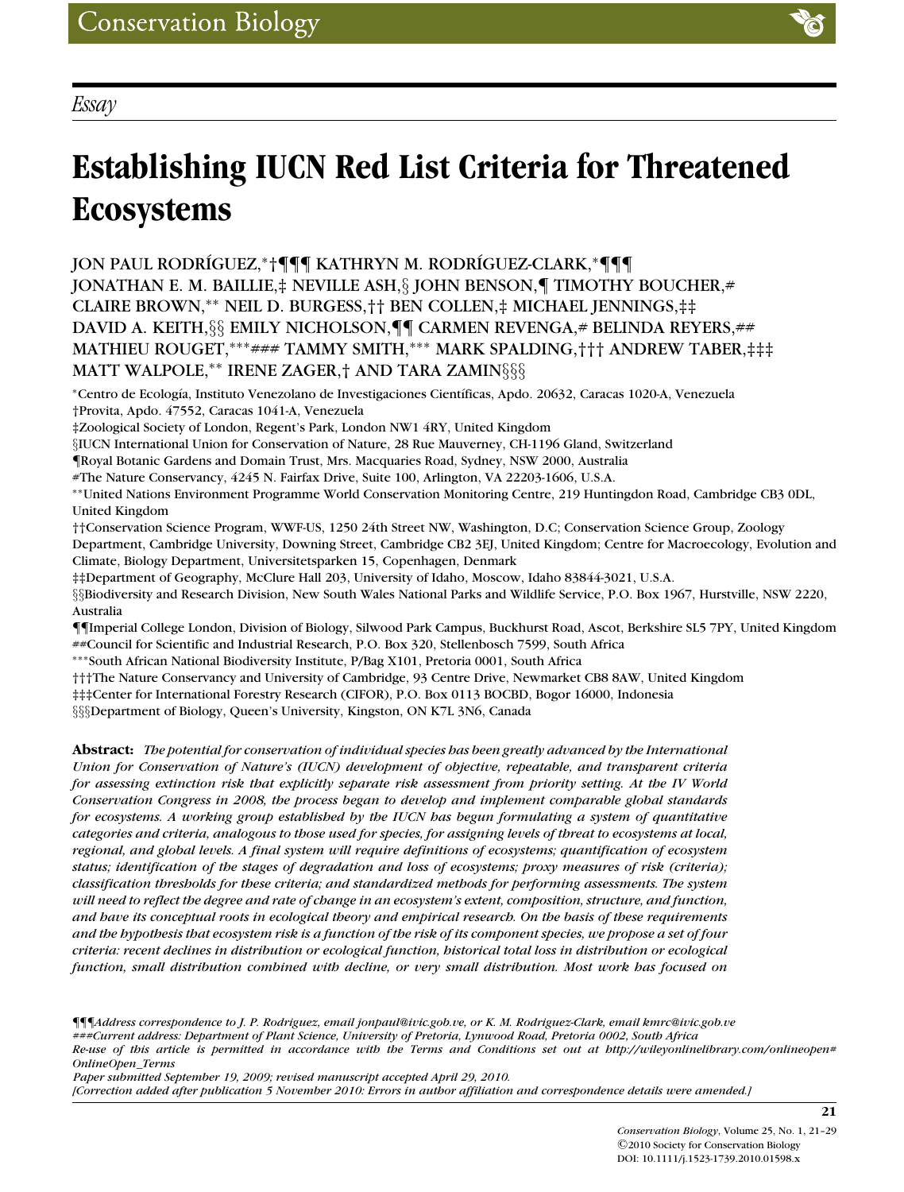Conservation Biology

*Essay*

# Establishing IUCN Red List Criteria for Threatened Ecosystems

JON PAUL RODRÍGUEZ,*†¶¶¶ KATHRYN M. RODRÍGUEZ-CLARK,*¶¶¶ JONATHAN E. M. BAILLIE,‡ NEVILLE ASH,§ JOHN BENSON,¶ TIMOTHY BOUCHER,# CLAIRE BROWN,** NEIL D. BURGESS,†† BEN COLLEN,‡ MICHAEL JENNINGS,‡‡ DAVID A. KEITH,§§ EMILY NICHOLSON,¶¶ CARMEN REVENGA,# BELINDA REYERS,## MATHIEU ROUGET,***### TAMMY SMITH,*** MARK SPALDING,††† ANDREW TABER,‡‡‡ MATT WALPOLE,** IRENE ZAGER,† AND TARA ZAMIN§§§

*Centro de Ecología, Instituto Venezolano de Investigaciones Científicas, Apdo. 20632, Caracas 1020-A, Venezuela

†Provita, Apdo. 47552, Caracas 1041-A, Venezuela

‡Zoological Society of London, Regent's Park, London NW1 4RY, United Kingdom

§IUCN International Union for Conservation of Nature, 28 Rue Mauverney, CH-1196 Gland, Switzerland

¶Royal Botanic Gardens and Domain Trust, Mrs. Macquaries Road, Sydney, NSW 2000, Australia

#The Nature Conservancy, 4245 N. Fairfax Drive, Suite 100, Arlington, VA 22203-1606, U.S.A.

**United Nations Environment Programme World Conservation Monitoring Centre, 219 Huntingdon Road, Cambridge CB3 0DL, United Kingdom

††Conservation Science Program, WWF-US, 1250 24th Street NW, Washington, D.C; Conservation Science Group, Zoology Department, Cambridge University, Downing Street, Cambridge CB2 3EJ, United Kingdom; Centre for Macroecology, Evolution and Climate, Biology Department, Universitetsparken 15, Copenhagen, Denmark

‡‡Department of Geography, McClure Hall 203, University of Idaho, Moscow, Idaho 83844-3021, U.S.A.

§§Biodiversity and Research Division, New South Wales National Parks and Wildlife Service, P.O. Box 1967, Hurstville, NSW 2220, Australia

¶¶Imperial College London, Division of Biology, Silwood Park Campus, Buckhurst Road, Ascot, Berkshire SL5 7PY, United Kingdom

##Council for Scientific and Industrial Research, P.O. Box 320, Stellenbosch 7599, South Africa

***South African National Biodiversity Institute, P/Bag X101, Pretoria 0001, South Africa

†††The Nature Conservancy and University of Cambridge, 93 Centre Drive, Newmarket CB8 8AW, United Kingdom

‡‡‡Center for International Forestry Research (CIFOR), P.O. Box 0113 BOCBD, Bogor 16000, Indonesia

§§§Department of Biology, Queen's University, Kingston, ON K7L 3N6, Canada

**Abstract:** *The potential for conservation of individual species has been greatly advanced by the International Union for Conservation of Nature's (IUCN) development of objective, repeatable, and transparent criteria for assessing extinction risk that explicitly separate risk assessment from priority setting. At the IV World Conservation Congress in 2008, the process began to develop and implement comparable global standards for ecosystems. A working group established by the IUCN has begun formulating a system of quantitative categories and criteria, analogous to those used for species, for assigning levels of threat to ecosystems at local, regional, and global levels. A final system will require definitions of ecosystems; quantification of ecosystem status; identification of the stages of degradation and loss of ecosystems; proxy measures of risk (criteria); classification thresholds for these criteria; and standardized methods for performing assessments. The system will need to reflect the degree and rate of change in an ecosystem's extent, composition, structure, and function, and have its conceptual roots in ecological theory and empirical research. On the basis of these requirements and the hypothesis that ecosystem risk is a function of the risk of its component species, we propose a set of four criteria: recent declines in distribution or ecological function, historical total loss in distribution or ecological function, small distribution combined with decline, or very small distribution. Most work has focused on*

¶¶¶*Address correspondence to J. P. Rodríguez, email jonpaul@ivic.gob.ve, or K. M. Rodríguez-Clark, email kmrc@ivic.gob.ve*

###*Current address: Department of Plant Science, University of Pretoria, Lynwood Road, Pretoria 0002, South Africa*

*Re-use of this article is permitted in accordance with the Terms and Conditions set out at http://wileyonlinelibrary.com/onlineopen#OnlineOpen_Terms*

*Paper submitted September 19, 2009; revised manuscript accepted April 29, 2010.*

*[Correction added after publication 5 November 2010: Errors in author affiliation and correspondence details were amended.]*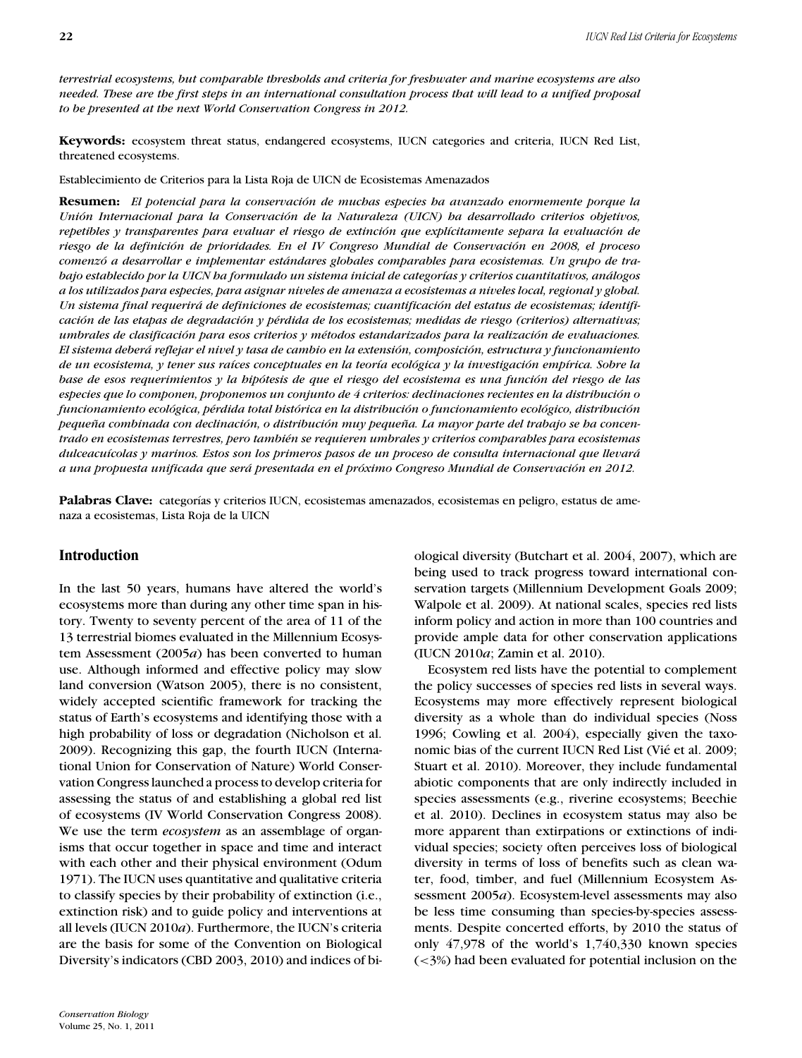*terrestrial ecosystems, but comparable thresholds and criteria for freshwater and marine ecosystems are also needed. These are the first steps in an international consultation process that will lead to a unified proposal to be presented at the next World Conservation Congress in 2012.*

**Keywords:** ecosystem threat status, endangered ecosystems, IUCN categories and criteria, IUCN Red List, threatened ecosystems.

Establecimiento de Criterios para la Lista Roja de UICN de Ecosistemas Amenazados

**Resumen:** *El potencial para la conservación de muchas especies ha avanzado enormemente porque la Unión Internacional para la Conservación de la Naturaleza (UICN) ha desarrollado criterios objetivos, repetibles y transparentes para evaluar el riesgo de extinción que explícitamente separa la evaluación de riesgo de la definición de prioridades. En el IV Congreso Mundial de Conservación en 2008, el proceso comenzó a desarrollar e implementar estándares globales comparables para ecosistemas. Un grupo de trabajo establecido por la UICN ha formulado un sistema inicial de categorías y criterios cuantitativos, análogos a los utilizados para especies, para asignar niveles de amenaza a ecosistemas a niveles local, regional y global. Un sistema final requerirá de definiciones de ecosistemas; cuantificación del estatus de ecosistemas; identificación de las etapas de degradación y pérdida de los ecosistemas; medidas de riesgo (criterios) alternativas; umbrales de clasificación para esos criterios y métodos estandarizados para la realización de evaluaciones. El sistema deberá reflejar el nivel y tasa de cambio en la extensión, composición, estructura y funcionamiento de un ecosistema, y tener sus raíces conceptuales en la teoría ecológica y la investigación empírica. Sobre la base de esos requerimientos y la hipótesis de que el riesgo del ecosistema es una función del riesgo de las especies que lo componen, proponemos un conjunto de 4 criterios: declinaciones recientes en la distribución o funcionamiento ecológica, pérdida total histórica en la distribución o funcionamiento ecológico, distribución pequeña combinada con declinación, o distribución muy pequeña. La mayor parte del trabajo se ha concentrado en ecosistemas terrestres, pero también se requieren umbrales y criterios comparables para ecosistemas dulceacuícolas y marinos. Estos son los primeros pasos de un proceso de consulta internacional que llevará a una propuesta unificada que será presentada en el próximo Congreso Mundial de Conservación en 2012.*

**Palabras Clave:** categorías y criterios IUCN, ecosistemas amenazados, ecosistemas en peligro, estatus de amenaza a ecosistemas, Lista Roja de la UICN

## Introduction

In the last 50 years, humans have altered the world's ecosystems more than during any other time span in history. Twenty to seventy percent of the area of 11 of the 13 terrestrial biomes evaluated in the Millennium Ecosystem Assessment (2005*a*) has been converted to human use. Although informed and effective policy may slow land conversion (Watson 2005), there is no consistent, widely accepted scientific framework for tracking the status of Earth's ecosystems and identifying those with a high probability of loss or degradation (Nicholson et al. 2009). Recognizing this gap, the fourth IUCN (International Union for Conservation of Nature) World Conservation Congress launched a process to develop criteria for assessing the status of and establishing a global red list of ecosystems (IV World Conservation Congress 2008). We use the term *ecosystem* as an assemblage of organisms that occur together in space and time and interact with each other and their physical environment (Odum 1971). The IUCN uses quantitative and qualitative criteria to classify species by their probability of extinction (i.e., extinction risk) and to guide policy and interventions at all levels (IUCN 2010*a*). Furthermore, the IUCN's criteria are the basis for some of the Convention on Biological Diversity's indicators (CBD 2003, 2010) and indices of biological diversity (Butchart et al. 2004, 2007), which are being used to track progress toward international conservation targets (Millennium Development Goals 2009; Walpole et al. 2009). At national scales, species red lists inform policy and action in more than 100 countries and provide ample data for other conservation applications (IUCN 2010*a*; Zamin et al. 2010).

Ecosystem red lists have the potential to complement the policy successes of species red lists in several ways. Ecosystems may more effectively represent biological diversity as a whole than do individual species (Noss 1996; Cowling et al. 2004), especially given the taxonomic bias of the current IUCN Red List (Vié et al. 2009; Stuart et al. 2010). Moreover, they include fundamental abiotic components that are only indirectly included in species assessments (e.g., riverine ecosystems; Beechie et al. 2010). Declines in ecosystem status may also be more apparent than extirpations or extinctions of individual species; society often perceives loss of biological diversity in terms of loss of benefits such as clean water, food, timber, and fuel (Millennium Ecosystem Assessment 2005*a*). Ecosystem-level assessments may also be less time consuming than species-by-species assessments. Despite concerted efforts, by 2010 the status of only 47,978 of the world's 1,740,330 known species (<3%) had been evaluated for potential inclusion on the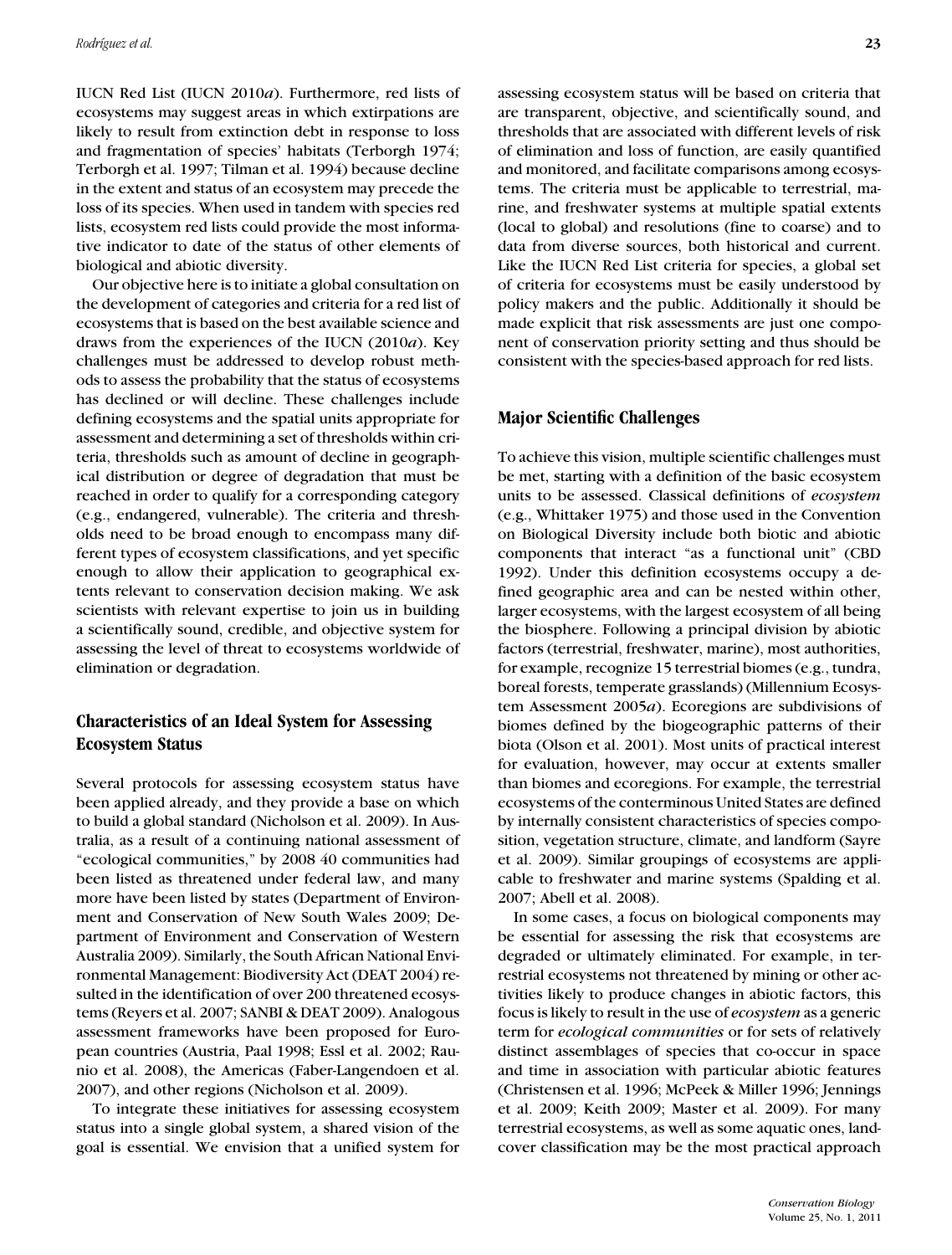IUCN Red List (IUCN 2010*a*). Furthermore, red lists of ecosystems may suggest areas in which extirpations are likely to result from extinction debt in response to loss and fragmentation of species' habitats (Terborgh 1974; Terborgh et al. 1997; Tilman et al. 1994) because decline in the extent and status of an ecosystem may precede the loss of its species. When used in tandem with species red lists, ecosystem red lists could provide the most informative indicator to date of the status of other elements of biological and abiotic diversity.

Our objective here is to initiate a global consultation on the development of categories and criteria for a red list of ecosystems that is based on the best available science and draws from the experiences of the IUCN (2010*a*). Key challenges must be addressed to develop robust methods to assess the probability that the status of ecosystems has declined or will decline. These challenges include defining ecosystems and the spatial units appropriate for assessment and determining a set of thresholds within criteria, thresholds such as amount of decline in geographical distribution or degree of degradation that must be reached in order to qualify for a corresponding category (e.g., endangered, vulnerable). The criteria and thresholds need to be broad enough to encompass many different types of ecosystem classifications, and yet specific enough to allow their application to geographical extents relevant to conservation decision making. We ask scientists with relevant expertise to join us in building a scientifically sound, credible, and objective system for assessing the level of threat to ecosystems worldwide of elimination or degradation.

## Characteristics of an Ideal System for Assessing Ecosystem Status

Several protocols for assessing ecosystem status have been applied already, and they provide a base on which to build a global standard (Nicholson et al. 2009). In Australia, as a result of a continuing national assessment of "ecological communities," by 2008 40 communities had been listed as threatened under federal law, and many more have been listed by states (Department of Environment and Conservation of New South Wales 2009; Department of Environment and Conservation of Western Australia 2009). Similarly, the South African National Environmental Management: Biodiversity Act (DEAT 2004) resulted in the identification of over 200 threatened ecosystems (Reyers et al. 2007; SANBI & DEAT 2009). Analogous assessment frameworks have been proposed for European countries (Austria, Paal 1998; Essl et al. 2002; Raunio et al. 2008), the Americas (Faber-Langendoen et al. 2007), and other regions (Nicholson et al. 2009).

To integrate these initiatives for assessing ecosystem status into a single global system, a shared vision of the goal is essential. We envision that a unified system for assessing ecosystem status will be based on criteria that are transparent, objective, and scientifically sound, and thresholds that are associated with different levels of risk of elimination and loss of function, are easily quantified and monitored, and facilitate comparisons among ecosystems. The criteria must be applicable to terrestrial, marine, and freshwater systems at multiple spatial extents (local to global) and resolutions (fine to coarse) and to data from diverse sources, both historical and current. Like the IUCN Red List criteria for species, a global set of criteria for ecosystems must be easily understood by policy makers and the public. Additionally it should be made explicit that risk assessments are just one component of conservation priority setting and thus should be consistent with the species-based approach for red lists.

## Major Scientific Challenges

To achieve this vision, multiple scientific challenges must be met, starting with a definition of the basic ecosystem units to be assessed. Classical definitions of *ecosystem* (e.g., Whittaker 1975) and those used in the Convention on Biological Diversity include both biotic and abiotic components that interact "as a functional unit" (CBD 1992). Under this definition ecosystems occupy a defined geographic area and can be nested within other, larger ecosystems, with the largest ecosystem of all being the biosphere. Following a principal division by abiotic factors (terrestrial, freshwater, marine), most authorities, for example, recognize 15 terrestrial biomes (e.g., tundra, boreal forests, temperate grasslands) (Millennium Ecosystem Assessment 2005*a*). Ecoregions are subdivisions of biomes defined by the biogeographic patterns of their biota (Olson et al. 2001). Most units of practical interest for evaluation, however, may occur at extents smaller than biomes and ecoregions. For example, the terrestrial ecosystems of the conterminous United States are defined by internally consistent characteristics of species composition, vegetation structure, climate, and landform (Sayre et al. 2009). Similar groupings of ecosystems are applicable to freshwater and marine systems (Spalding et al. 2007; Abell et al. 2008).

In some cases, a focus on biological components may be essential for assessing the risk that ecosystems are degraded or ultimately eliminated. For example, in terrestrial ecosystems not threatened by mining or other activities likely to produce changes in abiotic factors, this focus is likely to result in the use of *ecosystem* as a generic term for *ecological communities* or for sets of relatively distinct assemblages of species that co-occur in space and time in association with particular abiotic features (Christensen et al. 1996; McPeek & Miller 1996; Jennings et al. 2009; Keith 2009; Master et al. 2009). For many terrestrial ecosystems, as well as some aquatic ones, land-cover classification may be the most practical approach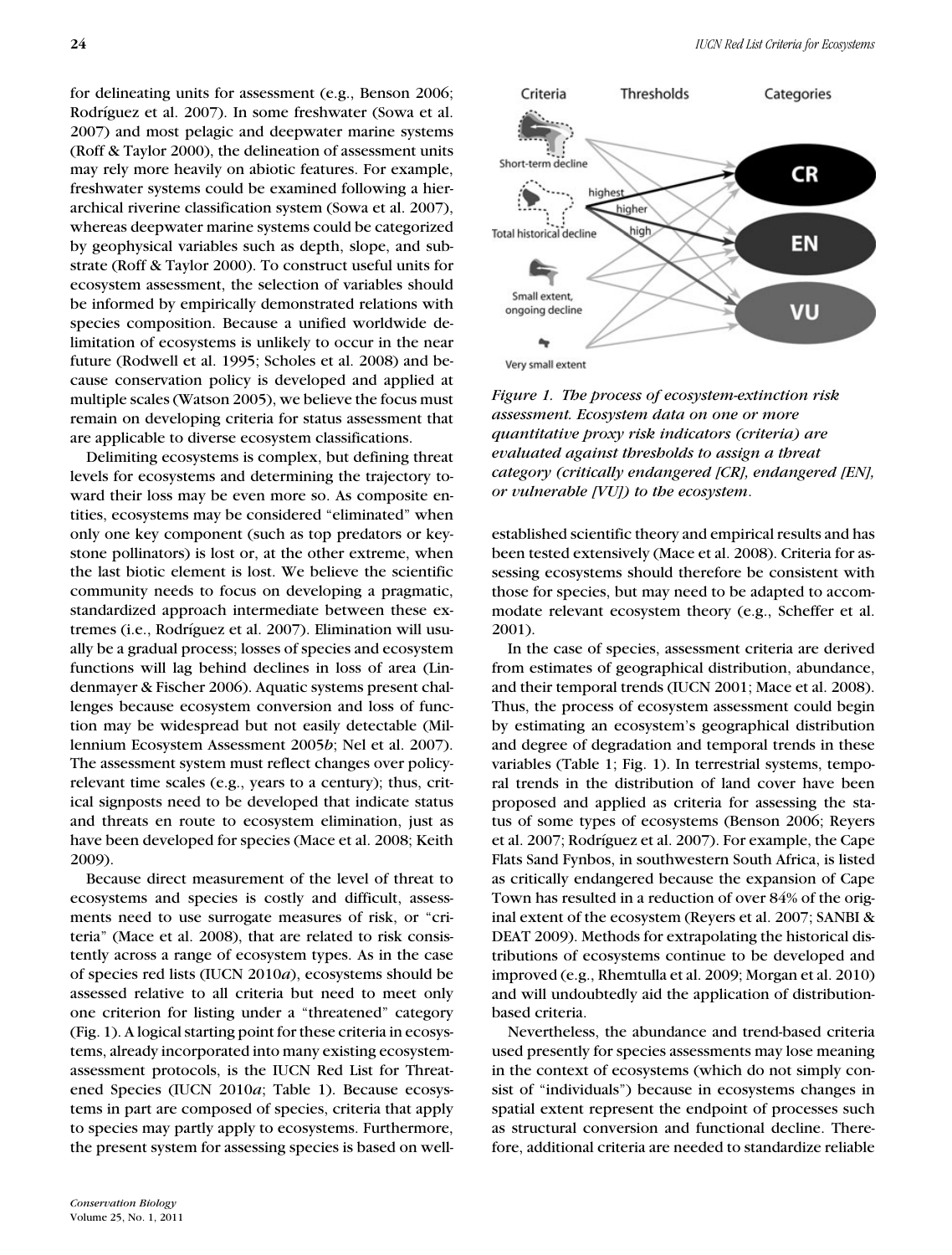for delineating units for assessment (e.g., Benson 2006; Rodríguez et al. 2007). In some freshwater (Sowa et al. 2007) and most pelagic and deepwater marine systems (Roff & Taylor 2000), the delineation of assessment units may rely more heavily on abiotic features. For example, freshwater systems could be examined following a hierarchical riverine classification system (Sowa et al. 2007), whereas deepwater marine systems could be categorized by geophysical variables such as depth, slope, and substrate (Roff & Taylor 2000). To construct useful units for ecosystem assessment, the selection of variables should be informed by empirically demonstrated relations with species composition. Because a unified worldwide delimitation of ecosystems is unlikely to occur in the near future (Rodwell et al. 1995; Scholes et al. 2008) and because conservation policy is developed and applied at multiple scales (Watson 2005), we believe the focus must remain on developing criteria for status assessment that are applicable to diverse ecosystem classifications.

Delimiting ecosystems is complex, but defining threat levels for ecosystems and determining the trajectory toward their loss may be even more so. As composite entities, ecosystems may be considered "eliminated" when only one key component (such as top predators or keystone pollinators) is lost or, at the other extreme, when the last biotic element is lost. We believe the scientific community needs to focus on developing a pragmatic, standardized approach intermediate between these extremes (i.e., Rodríguez et al. 2007). Elimination will usually be a gradual process; losses of species and ecosystem functions will lag behind declines in loss of area (Lindenmayer & Fischer 2006). Aquatic systems present challenges because ecosystem conversion and loss of function may be widespread but not easily detectable (Millennium Ecosystem Assessment 2005*b*; Nel et al. 2007). The assessment system must reflect changes over policy-relevant time scales (e.g., years to a century); thus, critical signposts need to be developed that indicate status and threats en route to ecosystem elimination, just as have been developed for species (Mace et al. 2008; Keith 2009).

Because direct measurement of the level of threat to ecosystems and species is costly and difficult, assessments need to use surrogate measures of risk, or "criteria" (Mace et al. 2008), that are related to risk consistently across a range of ecosystem types. As in the case of species red lists (IUCN 2010*a*), ecosystems should be assessed relative to all criteria but need to meet only one criterion for listing under a "threatened" category (Fig. 1). A logical starting point for these criteria in ecosystems, already incorporated into many existing ecosystem-assessment protocols, is the IUCN Red List for Threatened Species (IUCN 2010*a*; Table 1). Because ecosystems in part are composed of species, criteria that apply to species may partly apply to ecosystems. Furthermore, the present system for assessing species is based on well-established scientific theory and empirical results and has been tested extensively (Mace et al. 2008). Criteria for assessing ecosystems should therefore be consistent with those for species, but may need to be adapted to accommodate relevant ecosystem theory (e.g., Scheffer et al. 2001).

*Figure 1. The process of ecosystem-extinction risk assessment. Ecosystem data on one or more quantitative proxy risk indicators (criteria) are evaluated against thresholds to assign a threat category (critically endangered [CR], endangered [EN], or vulnerable [VU]) to the ecosystem.*

In the case of species, assessment criteria are derived from estimates of geographical distribution, abundance, and their temporal trends (IUCN 2001; Mace et al. 2008). Thus, the process of ecosystem assessment could begin by estimating an ecosystem's geographical distribution and degree of degradation and temporal trends in these variables (Table 1; Fig. 1). In terrestrial systems, temporal trends in the distribution of land cover have been proposed and applied as criteria for assessing the status of some types of ecosystems (Benson 2006; Reyers et al. 2007; Rodríguez et al. 2007). For example, the Cape Flats Sand Fynbos, in southwestern South Africa, is listed as critically endangered because the expansion of Cape Town has resulted in a reduction of over 84% of the original extent of the ecosystem (Reyers et al. 2007; SANBI & DEAT 2009). Methods for extrapolating the historical distributions of ecosystems continue to be developed and improved (e.g., Rhemtulla et al. 2009; Morgan et al. 2010) and will undoubtedly aid the application of distribution-based criteria.

Nevertheless, the abundance and trend-based criteria used presently for species assessments may lose meaning in the context of ecosystems (which do not simply consist of "individuals") because in ecosystems changes in spatial extent represent the endpoint of processes such as structural conversion and functional decline. Therefore, additional criteria are needed to standardize reliable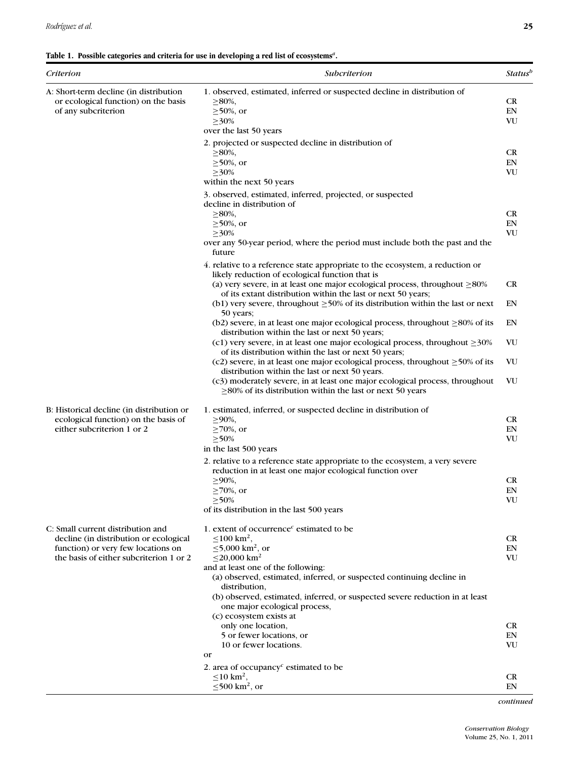**Table 1. Possible categories and criteria for use in developing a red list of ecosystems[a].**

| *Criterion* | *Subcriterion* | *Status[b]* |
|---|---|---|
| A: Short-term decline (in distribution or ecological function) on the basis of any subcriterion | 1. observed, estimated, inferred or suspected decline in distribution of | |
| | ≥80%, | CR |
| | ≥50%, or | EN |
| | ≥30% | VU |
| | over the last 50 years | |
| | 2. projected or suspected decline in distribution of | |
| | ≥80%, | CR |
| | ≥50%, or | EN |
| | ≥30% | VU |
| | within the next 50 years | |
| | 3. observed, estimated, inferred, projected, or suspected decline in distribution of | |
| | ≥80%, | CR |
| | ≥50%, or | EN |
| | ≥30% | VU |
| | over any 50-year period, where the period must include both the past and the future | |
| | 4. relative to a reference state appropriate to the ecosystem, a reduction or likely reduction of ecological function that is | |
| | (a) very severe, in at least one major ecological process, throughout ≥80% of its extant distribution within the last or next 50 years; | CR |
| | (b1) very severe, throughout ≥50% of its distribution within the last or next 50 years; | EN |
| | (b2) severe, in at least one major ecological process, throughout ≥80% of its distribution within the last or next 50 years; | EN |
| | (c1) very severe, in at least one major ecological process, throughout ≥30% of its distribution within the last or next 50 years; | VU |
| | (c2) severe, in at least one major ecological process, throughout ≥50% of its distribution within the last or next 50 years. | VU |
| | (c3) moderately severe, in at least one major ecological process, throughout ≥80% of its distribution within the last or next 50 years | VU |
| B: Historical decline (in distribution or ecological function) on the basis of either subcriterion 1 or 2 | 1. estimated, inferred, or suspected decline in distribution of | |
| | ≥90%, | CR |
| | ≥70%, or | EN |
| | ≥50% | VU |
| | in the last 500 years | |
| | 2. relative to a reference state appropriate to the ecosystem, a very severe reduction in at least one major ecological function over | |
| | ≥90%, | CR |
| | ≥70%, or | EN |
| | ≥50% | VU |
| | of its distribution in the last 500 years | |
| C: Small current distribution and decline (in distribution or ecological function) or very few locations on the basis of either subcriterion 1 or 2 | 1. extent of occurrence[c] estimated to be | |
| | ≤100 km$^2$, | CR |
| | ≤5,000 km$^2$, or | EN |
| | ≤20,000 km$^2$ | VU |
| | and at least one of the following: | |
| | (a) observed, estimated, inferred, or suspected continuing decline in distribution, | |
| | (b) observed, estimated, inferred, or suspected severe reduction in at least one major ecological process, | |
| | (c) ecosystem exists at | |
| | only one location, | CR |
| | 5 or fewer locations, or | EN |
| | 10 or fewer locations. | VU |
| | or | |
| | 2. area of occupancy[c] estimated to be | |
| | ≤10 km$^2$, | CR |
| | ≤500 km$^2$, or | EN |

*continued*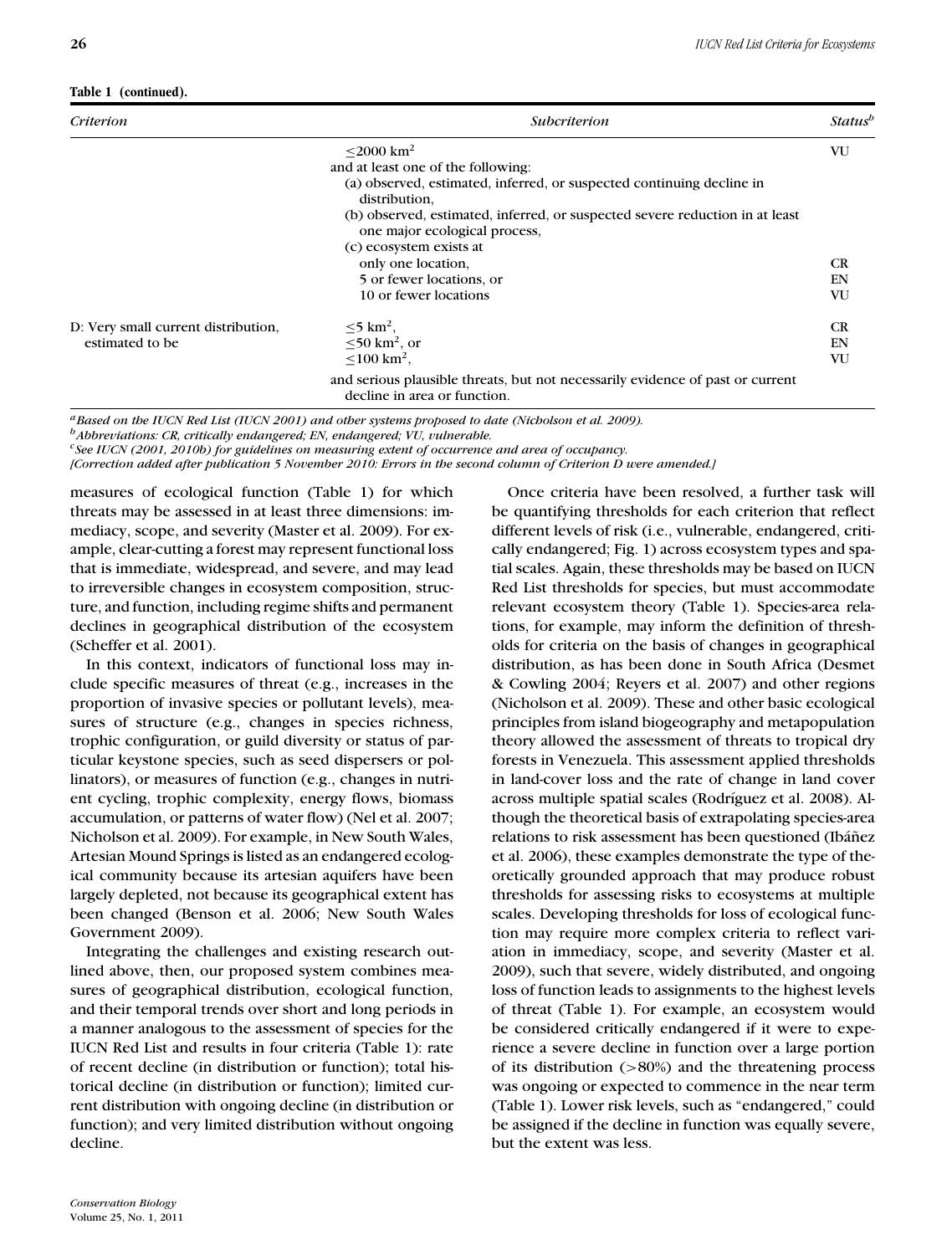**Table 1 (continued).**

| *Criterion* | *Subcriterion* | *Status*[b] |
|---|---|---|
| | ≤2000 km$^2$ | VU |
| | and at least one of the following: | |
| | (a) observed, estimated, inferred, or suspected continuing decline in distribution, | |
| | (b) observed, estimated, inferred, or suspected severe reduction in at least one major ecological process, | |
| | (c) ecosystem exists at | |
| | only one location, | CR |
| | 5 or fewer locations, or | EN |
| | 10 or fewer locations | VU |
| D: Very small current distribution, estimated to be | ≤5 km$^2$, | CR |
| | ≤50 km$^2$, or | EN |
| | ≤100 km$^2$, | VU |
| | and serious plausible threats, but not necessarily evidence of past or current decline in area or function. | |

*[a]Based on the IUCN Red List (IUCN 2001) and other systems proposed to date (Nicholson et al. 2009).*
*[b]Abbreviations: CR, critically endangered; EN, endangered; VU, vulnerable.*
*[c]See IUCN (2001, 2010b) for guidelines on measuring extent of occurrence and area of occupancy.*
*[Correction added after publication 5 November 2010: Errors in the second column of Criterion D were amended.]*

measures of ecological function (Table 1) for which threats may be assessed in at least three dimensions: immediacy, scope, and severity (Master et al. 2009). For example, clear-cutting a forest may represent functional loss that is immediate, widespread, and severe, and may lead to irreversible changes in ecosystem composition, structure, and function, including regime shifts and permanent declines in geographical distribution of the ecosystem (Scheffer et al. 2001).

In this context, indicators of functional loss may include specific measures of threat (e.g., increases in the proportion of invasive species or pollutant levels), measures of structure (e.g., changes in species richness, trophic configuration, or guild diversity or status of particular keystone species, such as seed dispersers or pollinators), or measures of function (e.g., changes in nutrient cycling, trophic complexity, energy flows, biomass accumulation, or patterns of water flow) (Nel et al. 2007; Nicholson et al. 2009). For example, in New South Wales, Artesian Mound Springs is listed as an endangered ecological community because its artesian aquifers have been largely depleted, not because its geographical extent has been changed (Benson et al. 2006; New South Wales Government 2009).

Integrating the challenges and existing research outlined above, then, our proposed system combines measures of geographical distribution, ecological function, and their temporal trends over short and long periods in a manner analogous to the assessment of species for the IUCN Red List and results in four criteria (Table 1): rate of recent decline (in distribution or function); total historical decline (in distribution or function); limited current distribution with ongoing decline (in distribution or function); and very limited distribution without ongoing decline.

Once criteria have been resolved, a further task will be quantifying thresholds for each criterion that reflect different levels of risk (i.e., vulnerable, endangered, critically endangered; Fig. 1) across ecosystem types and spatial scales. Again, these thresholds may be based on IUCN Red List thresholds for species, but must accommodate relevant ecosystem theory (Table 1). Species-area relations, for example, may inform the definition of thresholds for criteria on the basis of changes in geographical distribution, as has been done in South Africa (Desmet & Cowling 2004; Reyers et al. 2007) and other regions (Nicholson et al. 2009). These and other basic ecological principles from island biogeography and metapopulation theory allowed the assessment of threats to tropical dry forests in Venezuela. This assessment applied thresholds in land-cover loss and the rate of change in land cover across multiple spatial scales (Rodríguez et al. 2008). Although the theoretical basis of extrapolating species-area relations to risk assessment has been questioned (Ibáñez et al. 2006), these examples demonstrate the type of theoretically grounded approach that may produce robust thresholds for assessing risks to ecosystems at multiple scales. Developing thresholds for loss of ecological function may require more complex criteria to reflect variation in immediacy, scope, and severity (Master et al. 2009), such that severe, widely distributed, and ongoing loss of function leads to assignments to the highest levels of threat (Table 1). For example, an ecosystem would be considered critically endangered if it were to experience a severe decline in function over a large portion of its distribution (>80%) and the threatening process was ongoing or expected to commence in the near term (Table 1). Lower risk levels, such as "endangered," could be assigned if the decline in function was equally severe, but the extent was less.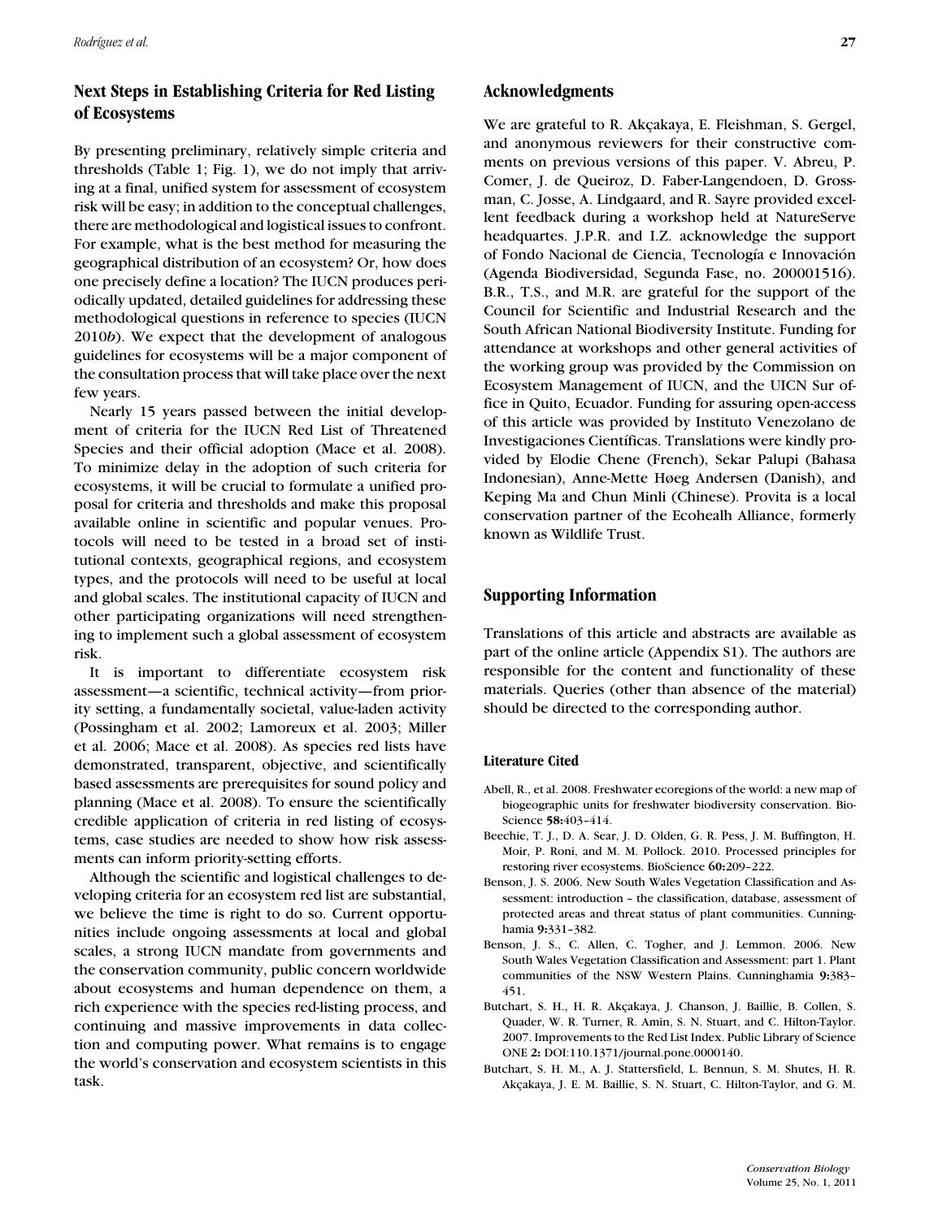## Next Steps in Establishing Criteria for Red Listing of Ecosystems

By presenting preliminary, relatively simple criteria and thresholds (Table 1; Fig. 1), we do not imply that arriving at a final, unified system for assessment of ecosystem risk will be easy; in addition to the conceptual challenges, there are methodological and logistical issues to confront. For example, what is the best method for measuring the geographical distribution of an ecosystem? Or, how does one precisely define a location? The IUCN produces periodically updated, detailed guidelines for addressing these methodological questions in reference to species (IUCN 2010*b*). We expect that the development of analogous guidelines for ecosystems will be a major component of the consultation process that will take place over the next few years.

Nearly 15 years passed between the initial development of criteria for the IUCN Red List of Threatened Species and their official adoption (Mace et al. 2008). To minimize delay in the adoption of such criteria for ecosystems, it will be crucial to formulate a unified proposal for criteria and thresholds and make this proposal available online in scientific and popular venues. Protocols will need to be tested in a broad set of institutional contexts, geographical regions, and ecosystem types, and the protocols will need to be useful at local and global scales. The institutional capacity of IUCN and other participating organizations will need strengthening to implement such a global assessment of ecosystem risk.

It is important to differentiate ecosystem risk assessment—a scientific, technical activity—from priority setting, a fundamentally societal, value-laden activity (Possingham et al. 2002; Lamoreux et al. 2003; Miller et al. 2006; Mace et al. 2008). As species red lists have demonstrated, transparent, objective, and scientifically based assessments are prerequisites for sound policy and planning (Mace et al. 2008). To ensure the scientifically credible application of criteria in red listing of ecosystems, case studies are needed to show how risk assessments can inform priority-setting efforts.

Although the scientific and logistical challenges to developing criteria for an ecosystem red list are substantial, we believe the time is right to do so. Current opportunities include ongoing assessments at local and global scales, a strong IUCN mandate from governments and the conservation community, public concern worldwide about ecosystems and human dependence on them, a rich experience with the species red-listing process, and continuing and massive improvements in data collection and computing power. What remains is to engage the world's conservation and ecosystem scientists in this task.

## Acknowledgments

We are grateful to R. Akçakaya, E. Fleishman, S. Gergel, and anonymous reviewers for their constructive comments on previous versions of this paper. V. Abreu, P. Comer, J. de Queiroz, D. Faber-Langendoen, D. Grossman, C. Josse, A. Lindgaard, and R. Sayre provided excellent feedback during a workshop held at NatureServe headquartes. J.P.R. and I.Z. acknowledge the support of Fondo Nacional de Ciencia, Tecnología e Innovación (Agenda Biodiversidad, Segunda Fase, no. 200001516). B.R., T.S., and M.R. are grateful for the support of the Council for Scientific and Industrial Research and the South African National Biodiversity Institute. Funding for attendance at workshops and other general activities of the working group was provided by the Commission on Ecosystem Management of IUCN, and the UICN Sur office in Quito, Ecuador. Funding for assuring open-access of this article was provided by Instituto Venezolano de Investigaciones Científicas. Translations were kindly provided by Elodie Chene (French), Sekar Palupi (Bahasa Indonesian), Anne-Mette Høeg Andersen (Danish), and Keping Ma and Chun Minli (Chinese). Provita is a local conservation partner of the Ecohealh Alliance, formerly known as Wildlife Trust.

## Supporting Information

Translations of this article and abstracts are available as part of the online article (Appendix S1). The authors are responsible for the content and functionality of these materials. Queries (other than absence of the material) should be directed to the corresponding author.

### Literature Cited

Abell, R., et al. 2008. Freshwater ecoregions of the world: a new map of biogeographic units for freshwater biodiversity conservation. BioScience **58:**403–414.

Beechie, T. J., D. A. Sear, J. D. Olden, G. R. Pess, J. M. Buffington, H. Moir, P. Roni, and M. M. Pollock. 2010. Processed principles for restoring river ecosystems. BioScience **60:**209–222.

Benson, J. S. 2006. New South Wales Vegetation Classification and Assessment: introduction – the classification, database, assessment of protected areas and threat status of plant communities. Cunninghamia **9:**331–382.

Benson, J. S., C. Allen, C. Togher, and J. Lemmon. 2006. New South Wales Vegetation Classification and Assessment: part 1. Plant communities of the NSW Western Plains. Cunninghamia **9:**383–451.

Butchart, S. H., H. R. Akçakaya, J. Chanson, J. Baillie, B. Collen, S. Quader, W. R. Turner, R. Amin, S. N. Stuart, and C. Hilton-Taylor. 2007. Improvements to the Red List Index. Public Library of Science ONE **2:** DOI:110.1371/journal.pone.0000140.

Butchart, S. H. M., A. J. Stattersfield, L. Bennun, S. M. Shutes, H. R. Akçakaya, J. E. M. Baillie, S. N. Stuart, C. Hilton-Taylor, and G. M.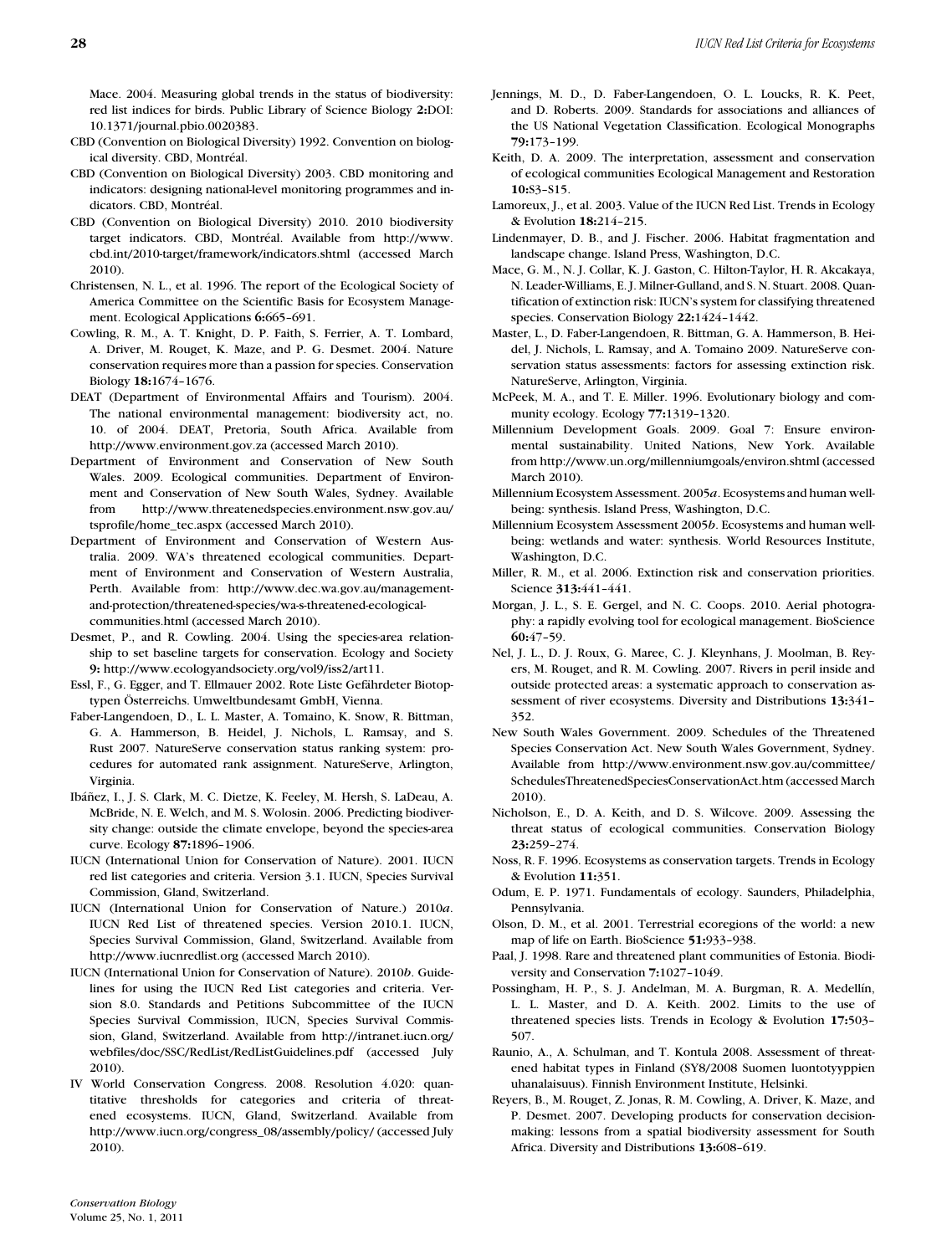Mace. 2004. Measuring global trends in the status of biodiversity: red list indices for birds. Public Library of Science Biology **2:**DOI: 10.1371/journal.pbio.0020383.

CBD (Convention on Biological Diversity) 1992. Convention on biological diversity. CBD, Montréal.

CBD (Convention on Biological Diversity) 2003. CBD monitoring and indicators: designing national-level monitoring programmes and indicators. CBD, Montréal.

CBD (Convention on Biological Diversity) 2010. 2010 biodiversity target indicators. CBD, Montréal. Available from http://www.cbd.int/2010-target/framework/indicators.shtml (accessed March 2010).

Christensen, N. L., et al. 1996. The report of the Ecological Society of America Committee on the Scientific Basis for Ecosystem Management. Ecological Applications **6:**665–691.

Cowling, R. M., A. T. Knight, D. P. Faith, S. Ferrier, A. T. Lombard, A. Driver, M. Rouget, K. Maze, and P. G. Desmet. 2004. Nature conservation requires more than a passion for species. Conservation Biology **18:**1674–1676.

DEAT (Department of Environmental Affairs and Tourism). 2004. The national environmental management: biodiversity act, no. 10. of 2004. DEAT, Pretoria, South Africa. Available from http://www.environment.gov.za (accessed March 2010).

Department of Environment and Conservation of New South Wales. 2009. Ecological communities. Department of Environment and Conservation of New South Wales, Sydney. Available from http://www.threatenedspecies.environment.nsw.gov.au/tsprofile/home_tec.aspx (accessed March 2010).

Department of Environment and Conservation of Western Australia. 2009. WA's threatened ecological communities. Department of Environment and Conservation of Western Australia, Perth. Available from: http://www.dec.wa.gov.au/management-and-protection/threatened-species/wa-s-threatened-ecological-communities.html (accessed March 2010).

Desmet, P., and R. Cowling. 2004. Using the species-area relationship to set baseline targets for conservation. Ecology and Society **9:** http://www.ecologyandsociety.org/vol9/iss2/art11.

Essl, F., G. Egger, and T. Ellmauer 2002. Rote Liste Gefährdeter Biotoptypen Österreichs. Umweltbundesamt GmbH, Vienna.

Faber-Langendoen, D., L. L. Master, A. Tomaino, K. Snow, R. Bittman, G. A. Hammerson, B. Heidel, J. Nichols, L. Ramsay, and S. Rust 2007. NatureServe conservation status ranking system: procedures for automated rank assignment. NatureServe, Arlington, Virginia.

Ibáñez, I., J. S. Clark, M. C. Dietze, K. Feeley, M. Hersh, S. LaDeau, A. McBride, N. E. Welch, and M. S. Wolosin. 2006. Predicting biodiversity change: outside the climate envelope, beyond the species-area curve. Ecology **87:**1896–1906.

IUCN (International Union for Conservation of Nature). 2001. IUCN red list categories and criteria. Version 3.1. IUCN, Species Survival Commission, Gland, Switzerland.

IUCN (International Union for Conservation of Nature.) 2010*a*. IUCN Red List of threatened species. Version 2010.1. IUCN, Species Survival Commission, Gland, Switzerland. Available from http://www.iucnredlist.org (accessed March 2010).

IUCN (International Union for Conservation of Nature). 2010*b*. Guidelines for using the IUCN Red List categories and criteria. Version 8.0. Standards and Petitions Subcommittee of the IUCN Species Survival Commission, IUCN, Species Survival Commission, Gland, Switzerland. Available from http://intranet.iucn.org/webfiles/doc/SSC/RedList/RedListGuidelines.pdf (accessed July 2010).

IV World Conservation Congress. 2008. Resolution 4.020: quantitative thresholds for categories and criteria of threatened ecosystems. IUCN, Gland, Switzerland. Available from http://www.iucn.org/congress_08/assembly/policy/ (accessed July 2010).

Jennings, M. D., D. Faber-Langendoen, O. L. Loucks, R. K. Peet, and D. Roberts. 2009. Standards for associations and alliances of the US National Vegetation Classification. Ecological Monographs **79:**173–199.

Keith, D. A. 2009. The interpretation, assessment and conservation of ecological communities Ecological Management and Restoration **10:**S3–S15.

Lamoreux, J., et al. 2003. Value of the IUCN Red List. Trends in Ecology & Evolution **18:**214–215.

Lindenmayer, D. B., and J. Fischer. 2006. Habitat fragmentation and landscape change. Island Press, Washington, D.C.

Mace, G. M., N. J. Collar, K. J. Gaston, C. Hilton-Taylor, H. R. Akcakaya, N. Leader-Williams, E. J. Milner-Gulland, and S. N. Stuart. 2008. Quantification of extinction risk: IUCN's system for classifying threatened species. Conservation Biology **22:**1424–1442.

Master, L., D. Faber-Langendoen, R. Bittman, G. A. Hammerson, B. Heidel, J. Nichols, L. Ramsay, and A. Tomaino 2009. NatureServe conservation status assessments: factors for assessing extinction risk. NatureServe, Arlington, Virginia.

McPeek, M. A., and T. E. Miller. 1996. Evolutionary biology and community ecology. Ecology **77:**1319–1320.

Millennium Development Goals. 2009. Goal 7: Ensure environmental sustainability. United Nations, New York. Available from http://www.un.org/millenniumgoals/environ.shtml (accessed March 2010).

Millennium Ecosystem Assessment. 2005*a*. Ecosystems and human well-being: synthesis. Island Press, Washington, D.C.

Millennium Ecosystem Assessment 2005*b*. Ecosystems and human well-being: wetlands and water: synthesis. World Resources Institute, Washington, D.C.

Miller, R. M., et al. 2006. Extinction risk and conservation priorities. Science **313:**441–441.

Morgan, J. L., S. E. Gergel, and N. C. Coops. 2010. Aerial photography: a rapidly evolving tool for ecological management. BioScience **60:**47–59.

Nel, J. L., D. J. Roux, G. Maree, C. J. Kleynhans, J. Moolman, B. Reyers, M. Rouget, and R. M. Cowling. 2007. Rivers in peril inside and outside protected areas: a systematic approach to conservation assessment of river ecosystems. Diversity and Distributions **13:**341–352.

New South Wales Government. 2009. Schedules of the Threatened Species Conservation Act. New South Wales Government, Sydney. Available from http://www.environment.nsw.gov.au/committee/SchedulesThreatenedSpeciesConservationAct.htm (accessed March 2010).

Nicholson, E., D. A. Keith, and D. S. Wilcove. 2009. Assessing the threat status of ecological communities. Conservation Biology **23:**259–274.

Noss, R. F. 1996. Ecosystems as conservation targets. Trends in Ecology & Evolution **11:**351.

Odum, E. P. 1971. Fundamentals of ecology. Saunders, Philadelphia, Pennsylvania.

Olson, D. M., et al. 2001. Terrestrial ecoregions of the world: a new map of life on Earth. BioScience **51:**933–938.

Paal, J. 1998. Rare and threatened plant communities of Estonia. Biodiversity and Conservation **7:**1027–1049.

Possingham, H. P., S. J. Andelman, M. A. Burgman, R. A. Medellín, L. L. Master, and D. A. Keith. 2002. Limits to the use of threatened species lists. Trends in Ecology & Evolution **17:**503–507.

Raunio, A., A. Schulman, and T. Kontula 2008. Assessment of threatened habitat types in Finland (SY8/2008 Suomen luontotyyppien uhanalaisuus). Finnish Environment Institute, Helsinki.

Reyers, B., M. Rouget, Z. Jonas, R. M. Cowling, A. Driver, K. Maze, and P. Desmet. 2007. Developing products for conservation decision-making: lessons from a spatial biodiversity assessment for South Africa. Diversity and Distributions **13:**608–619.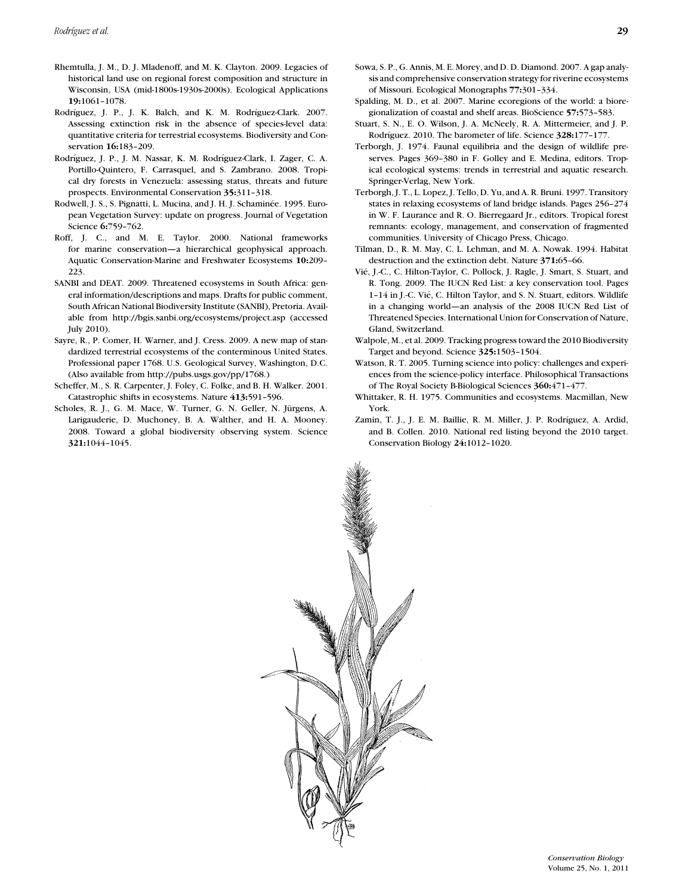Rhemtulla, J. M., D. J. Mladenoff, and M. K. Clayton. 2009. Legacies of historical land use on regional forest composition and structure in Wisconsin, USA (mid-1800s-1930s-2000s). Ecological Applications **19:**1061–1078.

Rodríguez, J. P., J. K. Balch, and K. M. Rodríguez-Clark. 2007. Assessing extinction risk in the absence of species-level data: quantitative criteria for terrestrial ecosystems. Biodiversity and Conservation **16:**183–209.

Rodríguez, J. P., J. M. Nassar, K. M. Rodríguez-Clark, I. Zager, C. A. Portillo-Quintero, F. Carrasquel, and S. Zambrano. 2008. Tropical dry forests in Venezuela: assessing status, threats and future prospects. Environmental Conservation **35:**311–318.

Rodwell, J. S., S. Pignatti, L. Mucina, and J. H. J. Schaminée. 1995. European Vegetation Survey: update on progress. Journal of Vegetation Science **6:**759–762.

Roff, J. C., and M. E. Taylor. 2000. National frameworks for marine conservation—a hierarchical geophysical approach. Aquatic Conservation-Marine and Freshwater Ecosystems **10:**209–223.

SANBI and DEAT. 2009. Threatened ecosystems in South Africa: general information/descriptions and maps. Drafts for public comment, South African National Biodiversity Institute (SANBI), Pretoria. Available from http://bgis.sanbi.org/ecosystems/project.asp (accessed July 2010).

Sayre, R., P. Comer, H. Warner, and J. Cress. 2009. A new map of standardized terrestrial ecosystems of the conterminous United States. Professional paper 1768. U.S. Geological Survey, Washington, D.C. (Also available from http://pubs.usgs.gov/pp/1768.)

Scheffer, M., S. R. Carpenter, J. Foley, C. Folke, and B. H. Walker. 2001. Catastrophic shifts in ecosystems. Nature **413:**591–596.

Scholes, R. J., G. M. Mace, W. Turner, G. N. Geller, N. Jürgens, A. Larigauderie, D. Muchoney, B. A. Walther, and H. A. Mooney. 2008. Toward a global biodiversity observing system. Science **321:**1044–1045.

Sowa, S. P., G. Annis, M. E. Morey, and D. D. Diamond. 2007. A gap analysis and comprehensive conservation strategy for riverine ecosystems of Missouri. Ecological Monographs **77:**301–334.

Spalding, M. D., et al. 2007. Marine ecoregions of the world: a bioregionalization of coastal and shelf areas. BioScience **57:**573–583.

Stuart, S. N., E. O. Wilson, J. A. McNeely, R. A. Mittermeier, and J. P. Rodríguez. 2010. The barometer of life. Science **328:**177–177.

Terborgh, J. 1974. Faunal equilibria and the design of wildlife preserves. Pages 369–380 in F. Golley and E. Medina, editors. Tropical ecological systems: trends in terrestrial and aquatic research. Springer-Verlag, New York.

Terborgh, J. T., L. Lopez, J. Tello, D. Yu, and A. R. Bruni. 1997. Transitory states in relaxing ecosystems of land bridge islands. Pages 256–274 in W. F. Laurance and R. O. Bierregaard Jr., editors. Tropical forest remnants: ecology, management, and conservation of fragmented communities. University of Chicago Press, Chicago.

Tilman, D., R. M. May, C. L. Lehman, and M. A. Nowak. 1994. Habitat destruction and the extinction debt. Nature **371:**65–66.

Vié, J.-C., C. Hilton-Taylor, C. Pollock, J. Ragle, J. Smart, S. Stuart, and R. Tong. 2009. The IUCN Red List: a key conservation tool. Pages 1–14 in J.-C. Vié, C. Hilton Taylor, and S. N. Stuart, editors. Wildlife in a changing world—an analysis of the 2008 IUCN Red List of Threatened Species. International Union for Conservation of Nature, Gland, Switzerland.

Walpole, M., et al. 2009. Tracking progress toward the 2010 Biodiversity Target and beyond. Science **325:**1503–1504.

Watson, R. T. 2005. Turning science into policy: challenges and experiences from the science-policy interface. Philosophical Transactions of The Royal Society B-Biological Sciences **360:**471–477.

Whittaker, R. H. 1975. Communities and ecosystems. Macmillan, New York.

Zamin, T. J., J. E. M. Baillie, R. M. Miller, J. P. Rodríguez, A. Ardid, and B. Collen. 2010. National red listing beyond the 2010 target. Conservation Biology **24:**1012–1020.